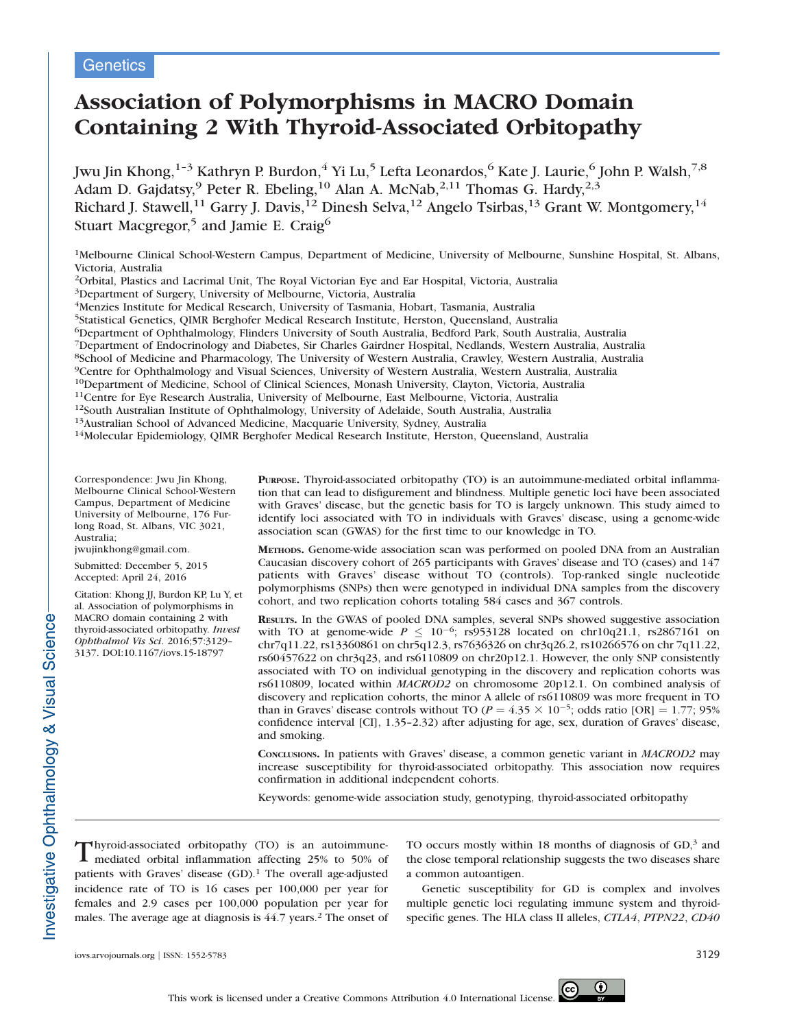Genetics

# Association of Polymorphisms in MACRO Domain Containing 2 With Thyroid-Associated Orbitopathy

Jwu Jin Khong,[1–3] Kathryn P. Burdon,[4] Yi Lu,[5] Lefta Leonardos,[6] Kate J. Laurie,[6] John P. Walsh,[7,8] Adam D. Gajdatsy,[9] Peter R. Ebeling,[10] Alan A. McNab,[2,11] Thomas G. Hardy,[2,3] Richard J. Stawell,[11] Garry J. Davis,[12] Dinesh Selva,[12] Angelo Tsirbas,[13] Grant W. Montgomery,[14] Stuart Macgregor,[5] and Jamie E. Craig[6]

[1]Melbourne Clinical School-Western Campus, Department of Medicine, University of Melbourne, Sunshine Hospital, St. Albans, Victoria, Australia
[2]Orbital, Plastics and Lacrimal Unit, The Royal Victorian Eye and Ear Hospital, Victoria, Australia
[3]Department of Surgery, University of Melbourne, Victoria, Australia
[4]Menzies Institute for Medical Research, University of Tasmania, Hobart, Tasmania, Australia
[5]Statistical Genetics, QIMR Berghofer Medical Research Institute, Herston, Queensland, Australia
[6]Department of Ophthalmology, Flinders University of South Australia, Bedford Park, South Australia, Australia
[7]Department of Endocrinology and Diabetes, Sir Charles Gairdner Hospital, Nedlands, Western Australia, Australia
[8]School of Medicine and Pharmacology, The University of Western Australia, Crawley, Western Australia, Australia
[9]Centre for Ophthalmology and Visual Sciences, University of Western Australia, Western Australia, Australia
[10]Department of Medicine, School of Clinical Sciences, Monash University, Clayton, Victoria, Australia
[11]Centre for Eye Research Australia, University of Melbourne, East Melbourne, Victoria, Australia
[12]South Australian Institute of Ophthalmology, University of Adelaide, South Australia, Australia
[13]Australian School of Advanced Medicine, Macquarie University, Sydney, Australia
[14]Molecular Epidemiology, QIMR Berghofer Medical Research Institute, Herston, Queensland, Australia

Correspondence: Jwu Jin Khong, Melbourne Clinical School-Western Campus, Department of Medicine University of Melbourne, 176 Furlong Road, St. Albans, VIC 3021, Australia;
jwujinkhong@gmail.com.

Submitted: December 5, 2015
Accepted: April 24, 2016

Citation: Khong JJ, Burdon KP, Lu Y, et al. Association of polymorphisms in MACRO domain containing 2 with thyroid-associated orbitopathy. *Invest Ophthalmol Vis Sci*. 2016;57:3129–3137. DOI:10.1167/iovs.15-18797

**Purpose.** Thyroid-associated orbitopathy (TO) is an autoimmune-mediated orbital inflammation that can lead to disfigurement and blindness. Multiple genetic loci have been associated with Graves' disease, but the genetic basis for TO is largely unknown. This study aimed to identify loci associated with TO in individuals with Graves' disease, using a genome-wide association scan (GWAS) for the first time to our knowledge in TO.

**Methods.** Genome-wide association scan was performed on pooled DNA from an Australian Caucasian discovery cohort of 265 participants with Graves' disease and TO (cases) and 147 patients with Graves' disease without TO (controls). Top-ranked single nucleotide polymorphisms (SNPs) then were genotyped in individual DNA samples from the discovery cohort, and two replication cohorts totaling 584 cases and 367 controls.

**Results.** In the GWAS of pooled DNA samples, several SNPs showed suggestive association with TO at genome-wide $P \leq 10^{-6}$; rs953128 located on chr10q21.1, rs2867161 on chr7q11.22, rs13360861 on chr5q12.3, rs7636326 on chr3q26.2, rs10266576 on chr 7q11.22, rs60457622 on chr3q23, and rs6110809 on chr20p12.1. However, the only SNP consistently associated with TO on individual genotyping in the discovery and replication cohorts was rs6110809, located within *MACROD2* on chromosome 20p12.1. On combined analysis of discovery and replication cohorts, the minor A allele of rs6110809 was more frequent in TO than in Graves' disease controls without TO ($P = 4.35 \times 10^{-5}$; odds ratio [OR] = 1.77; 95% confidence interval [CI], 1.35–2.32) after adjusting for age, sex, duration of Graves' disease, and smoking.

**Conclusions.** In patients with Graves' disease, a common genetic variant in *MACROD2* may increase susceptibility for thyroid-associated orbitopathy. This association now requires confirmation in additional independent cohorts.

Keywords: genome-wide association study, genotyping, thyroid-associated orbitopathy

Thyroid-associated orbitopathy (TO) is an autoimmune-mediated orbital inflammation affecting 25% to 50% of patients with Graves' disease (GD).[1] The overall age-adjusted incidence rate of TO is 16 cases per 100,000 per year for females and 2.9 cases per 100,000 population per year for males. The average age at diagnosis is 44.7 years.[2] The onset of TO occurs mostly within 18 months of diagnosis of GD,[3] and the close temporal relationship suggests the two diseases share a common autoantigen.

Genetic susceptibility for GD is complex and involves multiple genetic loci regulating immune system and thyroid-specific genes. The HLA class II alleles, *CTLA4*, *PTPN22*, *CD40*

This work is licensed under a Creative Commons Attribution 4.0 International License.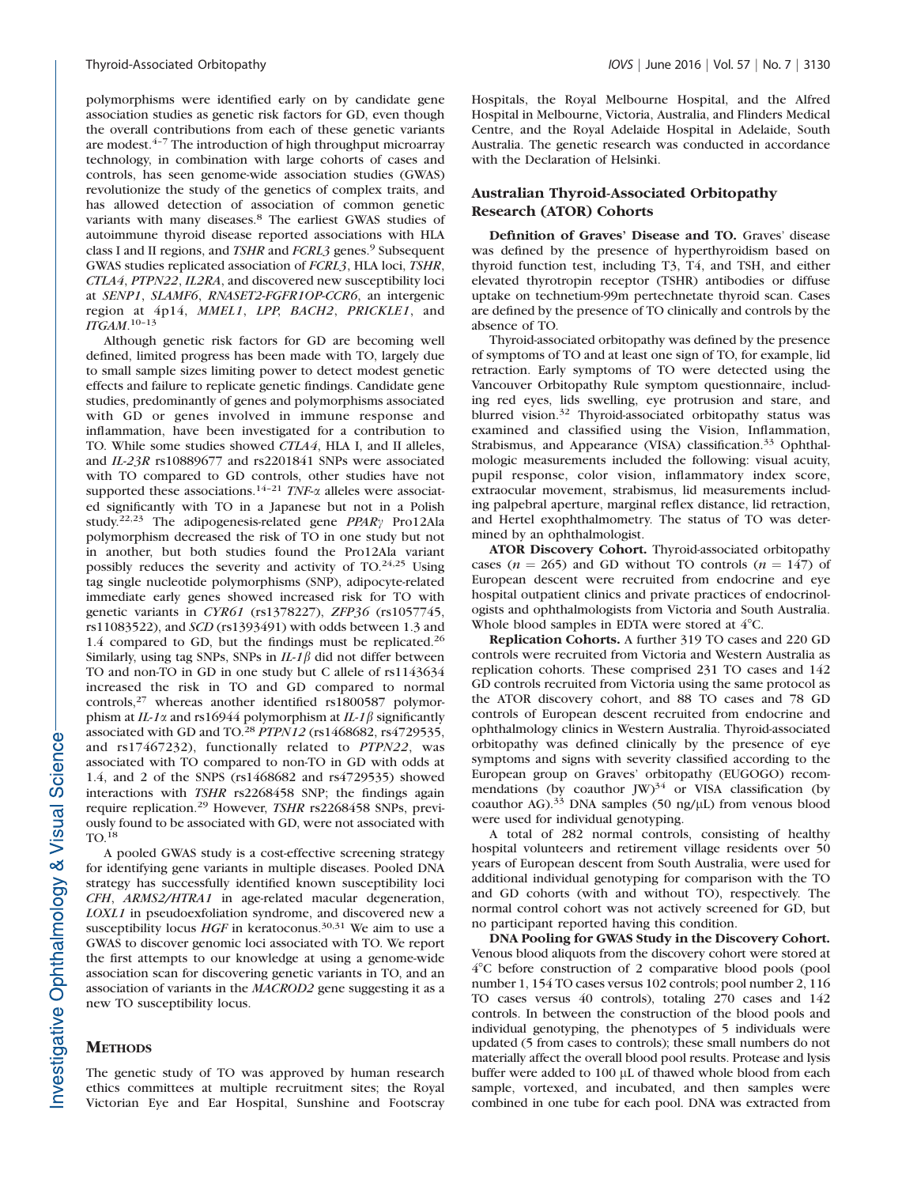polymorphisms were identified early on by candidate gene association studies as genetic risk factors for GD, even though the overall contributions from each of these genetic variants are modest.[4–7] The introduction of high throughput microarray technology, in combination with large cohorts of cases and controls, has seen genome-wide association studies (GWAS) revolutionize the study of the genetics of complex traits, and has allowed detection of association of common genetic variants with many diseases.[8] The earliest GWAS studies of autoimmune thyroid disease reported associations with HLA class I and II regions, and *TSHR* and *FCRL3* genes.[9] Subsequent GWAS studies replicated association of *FCRL3*, HLA loci, *TSHR*, *CTLA4*, *PTPN22*, *IL2RA*, and discovered new susceptibility loci at *SENP1*, *SLAMF6*, *RNASET2-FGFR1OP-CCR6*, an intergenic region at 4p14, *MMEL1*, *LPP*, *BACH2*, *PRICKLE1*, and *ITGAM*.[10–13]

Although genetic risk factors for GD are becoming well defined, limited progress has been made with TO, largely due to small sample sizes limiting power to detect modest genetic effects and failure to replicate genetic findings. Candidate gene studies, predominantly of genes and polymorphisms associated with GD or genes involved in immune response and inflammation, have been investigated for a contribution to TO. While some studies showed *CTLA4*, HLA I, and II alleles, and *IL-23R* rs10889677 and rs2201841 SNPs were associated with TO compared to GD controls, other studies have not supported these associations.[14–21] *TNF-α* alleles were associated significantly with TO in a Japanese but not in a Polish study.[22,23] The adipogenesis-related gene *PPARγ* Pro12Ala polymorphism decreased the risk of TO in one study but not in another, but both studies found the Pro12Ala variant possibly reduces the severity and activity of TO.[24,25] Using tag single nucleotide polymorphisms (SNP), adipocyte-related immediate early genes showed increased risk for TO with genetic variants in *CYR61* (rs1378227), *ZFP36* (rs1057745, rs11083522), and *SCD* (rs1393491) with odds between 1.3 and 1.4 compared to GD, but the findings must be replicated.[26] Similarly, using tag SNPs, SNPs in *IL-1β* did not differ between TO and non-TO in GD in one study but C allele of rs1143634 increased the risk in TO and GD compared to normal controls,[27] whereas another identified rs1800587 polymorphism at *IL-1α* and rs16944 polymorphism at *IL-1β* significantly associated with GD and TO.[28] *PTPN12* (rs1468682, rs4729535, and rs17467232), functionally related to *PTPN22*, was associated with TO compared to non-TO in GD with odds at 1.4, and 2 of the SNPS (rs1468682 and rs4729535) showed interactions with *TSHR* rs2268458 SNP; the findings again require replication.[29] However, *TSHR* rs2268458 SNPs, previously found to be associated with GD, were not associated with TO.[18]

A pooled GWAS study is a cost-effective screening strategy for identifying gene variants in multiple diseases. Pooled DNA strategy has successfully identified known susceptibility loci *CFH*, *ARMS2/HTRA1* in age-related macular degeneration, *LOXL1* in pseudoexfoliation syndrome, and discovered new a susceptibility locus *HGF* in keratoconus.[30,31] We aim to use a GWAS to discover genomic loci associated with TO. We report the first attempts to our knowledge at using a genome-wide association scan for discovering genetic variants in TO, and an association of variants in the *MACROD2* gene suggesting it as a new TO susceptibility locus.

## Methods

The genetic study of TO was approved by human research ethics committees at multiple recruitment sites; the Royal Victorian Eye and Ear Hospital, Sunshine and Footscray Hospitals, the Royal Melbourne Hospital, and the Alfred Hospital in Melbourne, Victoria, Australia, and Flinders Medical Centre, and the Royal Adelaide Hospital in Adelaide, South Australia. The genetic research was conducted in accordance with the Declaration of Helsinki.

### Australian Thyroid-Associated Orbitopathy Research (ATOR) Cohorts

**Definition of Graves' Disease and TO.** Graves' disease was defined by the presence of hyperthyroidism based on thyroid function test, including T3, T4, and TSH, and either elevated thyrotropin receptor (TSHR) antibodies or diffuse uptake on technetium-99m pertechnetate thyroid scan. Cases are defined by the presence of TO clinically and controls by the absence of TO.

Thyroid-associated orbitopathy was defined by the presence of symptoms of TO and at least one sign of TO, for example, lid retraction. Early symptoms of TO were detected using the Vancouver Orbitopathy Rule symptom questionnaire, including red eyes, lids swelling, eye protrusion and stare, and blurred vision.[32] Thyroid-associated orbitopathy status was examined and classified using the Vision, Inflammation, Strabismus, and Appearance (VISA) classification.[33] Ophthalmologic measurements included the following: visual acuity, pupil response, color vision, inflammatory index score, extraocular movement, strabismus, lid measurements including palpebral aperture, marginal reflex distance, lid retraction, and Hertel exophthalmometry. The status of TO was determined by an ophthalmologist.

**ATOR Discovery Cohort.** Thyroid-associated orbitopathy cases ($n = 265$) and GD without TO controls ($n = 147$) of European descent were recruited from endocrine and eye hospital outpatient clinics and private practices of endocrinologists and ophthalmologists from Victoria and South Australia. Whole blood samples in EDTA were stored at 4°C.

**Replication Cohorts.** A further 319 TO cases and 220 GD controls were recruited from Victoria and Western Australia as replication cohorts. These comprised 231 TO cases and 142 GD controls recruited from Victoria using the same protocol as the ATOR discovery cohort, and 88 TO cases and 78 GD controls of European descent recruited from endocrine and ophthalmology clinics in Western Australia. Thyroid-associated orbitopathy was defined clinically by the presence of eye symptoms and signs with severity classified according to the European group on Graves' orbitopathy (EUGOGO) recommendations (by coauthor JW)[34] or VISA classification (by coauthor AG).[33] DNA samples (50 ng/μL) from venous blood were used for individual genotyping.

A total of 282 normal controls, consisting of healthy hospital volunteers and retirement village residents over 50 years of European descent from South Australia, were used for additional individual genotyping for comparison with the TO and GD cohorts (with and without TO), respectively. The normal control cohort was not actively screened for GD, but no participant reported having this condition.

**DNA Pooling for GWAS Study in the Discovery Cohort.** Venous blood aliquots from the discovery cohort were stored at 4°C before construction of 2 comparative blood pools (pool number 1, 154 TO cases versus 102 controls; pool number 2, 116 TO cases versus 40 controls), totaling 270 cases and 142 controls. In between the construction of the blood pools and individual genotyping, the phenotypes of 5 individuals were updated (5 from cases to controls); these small numbers do not materially affect the overall blood pool results. Protease and lysis buffer were added to 100 μL of thawed whole blood from each sample, vortexed, and incubated, and then samples were combined in one tube for each pool. DNA was extracted from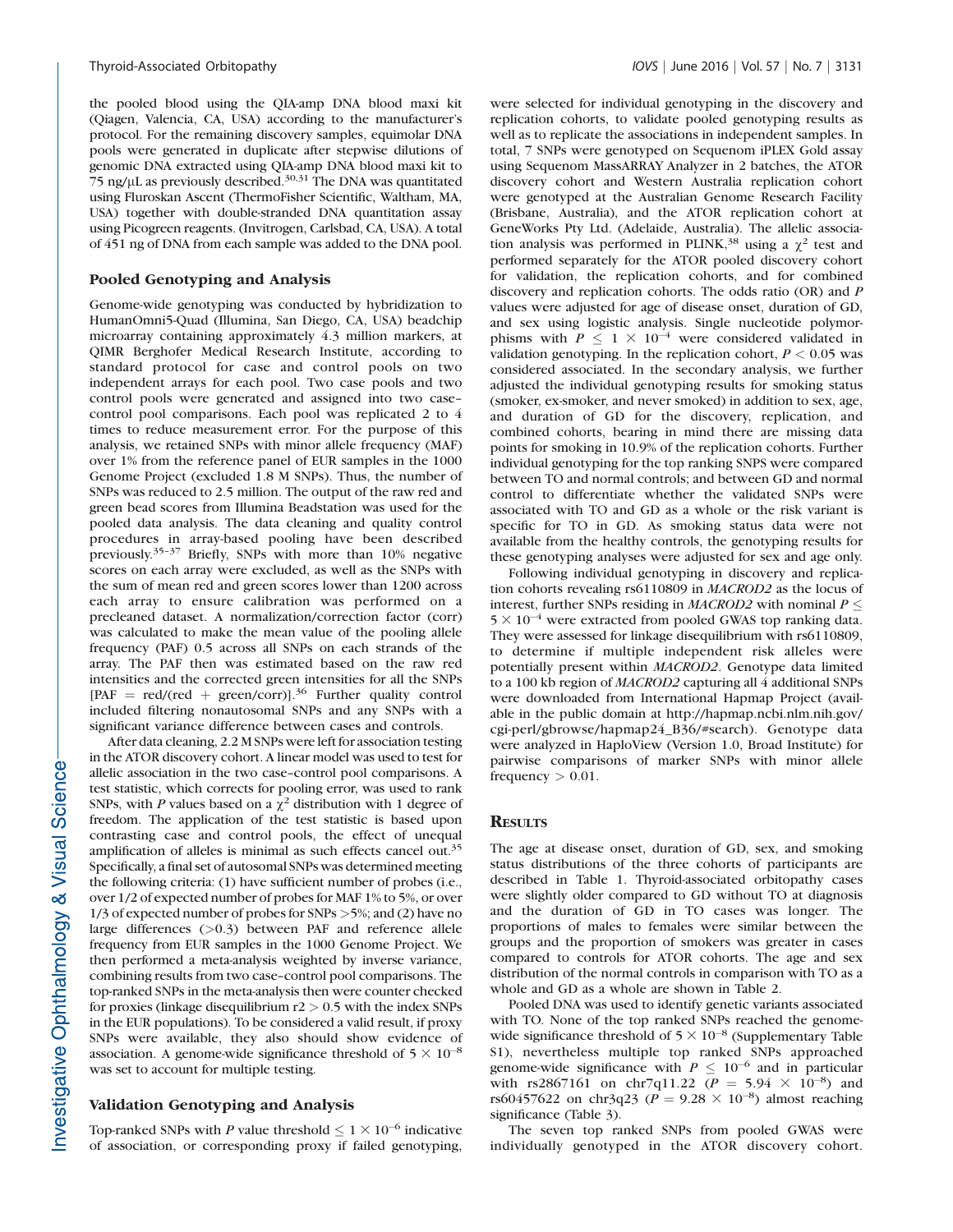the pooled blood using the QIA-amp DNA blood maxi kit (Qiagen, Valencia, CA, USA) according to the manufacturer's protocol. For the remaining discovery samples, equimolar DNA pools were generated in duplicate after stepwise dilutions of genomic DNA extracted using QIA-amp DNA blood maxi kit to 75 ng/μL as previously described.[30,31] The DNA was quantitated using Fluroskan Ascent (ThermoFisher Scientific, Waltham, MA, USA) together with double-stranded DNA quantitation assay using Picogreen reagents. (Invitrogen, Carlsbad, CA, USA). A total of 451 ng of DNA from each sample was added to the DNA pool.

### Pooled Genotyping and Analysis

Genome-wide genotyping was conducted by hybridization to HumanOmni5-Quad (Illumina, San Diego, CA, USA) beadchip microarray containing approximately 4.3 million markers, at QIMR Berghofer Medical Research Institute, according to standard protocol for case and control pools on two independent arrays for each pool. Two case pools and two control pools were generated and assigned into two case–control pool comparisons. Each pool was replicated 2 to 4 times to reduce measurement error. For the purpose of this analysis, we retained SNPs with minor allele frequency (MAF) over 1% from the reference panel of EUR samples in the 1000 Genome Project (excluded 1.8 M SNPs). Thus, the number of SNPs was reduced to 2.5 million. The output of the raw red and green bead scores from Illumina Beadstation was used for the pooled data analysis. The data cleaning and quality control procedures in array-based pooling have been described previously.[35–37] Briefly, SNPs with more than 10% negative scores on each array were excluded, as well as the SNPs with the sum of mean red and green scores lower than 1200 across each array to ensure calibration was performed on a precleaned dataset. A normalization/correction factor (corr) was calculated to make the mean value of the pooling allele frequency (PAF) 0.5 across all SNPs on each strands of the array. The PAF then was estimated based on the raw red intensities and the corrected green intensities for all the SNPs [PAF = red/(red + green/corr)].[36] Further quality control included filtering nonautosomal SNPs and any SNPs with a significant variance difference between cases and controls.

After data cleaning, 2.2 M SNPs were left for association testing in the ATOR discovery cohort. A linear model was used to test for allelic association in the two case–control pool comparisons. A test statistic, which corrects for pooling error, was used to rank SNPs, with *P* values based on a $\chi^2$ distribution with 1 degree of freedom. The application of the test statistic is based upon contrasting case and control pools, the effect of unequal amplification of alleles is minimal as such effects cancel out.[35] Specifically, a final set of autosomal SNPs was determined meeting the following criteria: (1) have sufficient number of probes (i.e., over 1/2 of expected number of probes for MAF 1% to 5%, or over 1/3 of expected number of probes for SNPs >5%; and (2) have no large differences (>0.3) between PAF and reference allele frequency from EUR samples in the 1000 Genome Project. We then performed a meta-analysis weighted by inverse variance, combining results from two case–control pool comparisons. The top-ranked SNPs in the meta-analysis then were counter checked for proxies (linkage disequilibrium $r2 > 0.5$ with the index SNPs in the EUR populations). To be considered a valid result, if proxy SNPs were available, they also should show evidence of association. A genome-wide significance threshold of $5 \times 10^{-8}$ was set to account for multiple testing.

### Validation Genotyping and Analysis

Top-ranked SNPs with *P* value threshold $\leq 1 \times 10^{-6}$ indicative of association, or corresponding proxy if failed genotyping, were selected for individual genotyping in the discovery and replication cohorts, to validate pooled genotyping results as well as to replicate the associations in independent samples. In total, 7 SNPs were genotyped on Sequenom iPLEX Gold assay using Sequenom MassARRAY Analyzer in 2 batches, the ATOR discovery cohort and Western Australia replication cohort were genotyped at the Australian Genome Research Facility (Brisbane, Australia), and the ATOR replication cohort at GeneWorks Pty Ltd. (Adelaide, Australia). The allelic association analysis was performed in PLINK,[38] using a $\chi^2$ test and performed separately for the ATOR pooled discovery cohort for validation, the replication cohorts, and for combined discovery and replication cohorts. The odds ratio (OR) and *P* values were adjusted for age of disease onset, duration of GD, and sex using logistic analysis. Single nucleotide polymorphisms with $P \leq 1 \times 10^{-4}$ were considered validated in validation genotyping. In the replication cohort, $P < 0.05$ was considered associated. In the secondary analysis, we further adjusted the individual genotyping results for smoking status (smoker, ex-smoker, and never smoked) in addition to sex, age, and duration of GD for the discovery, replication, and combined cohorts, bearing in mind there are missing data points for smoking in 10.9% of the replication cohorts. Further individual genotyping for the top ranking SNPS were compared between TO and normal controls; and between GD and normal control to differentiate whether the validated SNPs were associated with TO and GD as a whole or the risk variant is specific for TO in GD. As smoking status data were not available from the healthy controls, the genotyping results for these genotyping analyses were adjusted for sex and age only.

Following individual genotyping in discovery and replication cohorts revealing rs6110809 in *MACROD2* as the locus of interest, further SNPs residing in *MACROD2* with nominal $P \leq 5 \times 10^{-4}$ were extracted from pooled GWAS top ranking data. They were assessed for linkage disequilibrium with rs6110809, to determine if multiple independent risk alleles were potentially present within *MACROD2*. Genotype data limited to a 100 kb region of *MACROD2* capturing all 4 additional SNPs were downloaded from International Hapmap Project (available in the public domain at http://hapmap.ncbi.nlm.nih.gov/cgi-perl/gbrowse/hapmap24_B36/#search). Genotype data were analyzed in HaploView (Version 1.0, Broad Institute) for pairwise comparisons of marker SNPs with minor allele frequency > 0.01.

## Results

The age at disease onset, duration of GD, sex, and smoking status distributions of the three cohorts of participants are described in Table 1. Thyroid-associated orbitopathy cases were slightly older compared to GD without TO at diagnosis and the duration of GD in TO cases was longer. The proportions of males to females were similar between the groups and the proportion of smokers was greater in cases compared to controls for ATOR cohorts. The age and sex distribution of the normal controls in comparison with TO as a whole and GD as a whole are shown in Table 2.

Pooled DNA was used to identify genetic variants associated with TO. None of the top ranked SNPs reached the genome-wide significance threshold of $5 \times 10^{-8}$ (Supplementary Table S1), nevertheless multiple top ranked SNPs approached genome-wide significance with $P \leq 10^{-6}$ and in particular with rs2867161 on chr7q11.22 ($P = 5.94 \times 10^{-8}$) and rs60457622 on chr3q23 ($P = 9.28 \times 10^{-8}$) almost reaching significance (Table 3).

The seven top ranked SNPs from pooled GWAS were individually genotyped in the ATOR discovery cohort.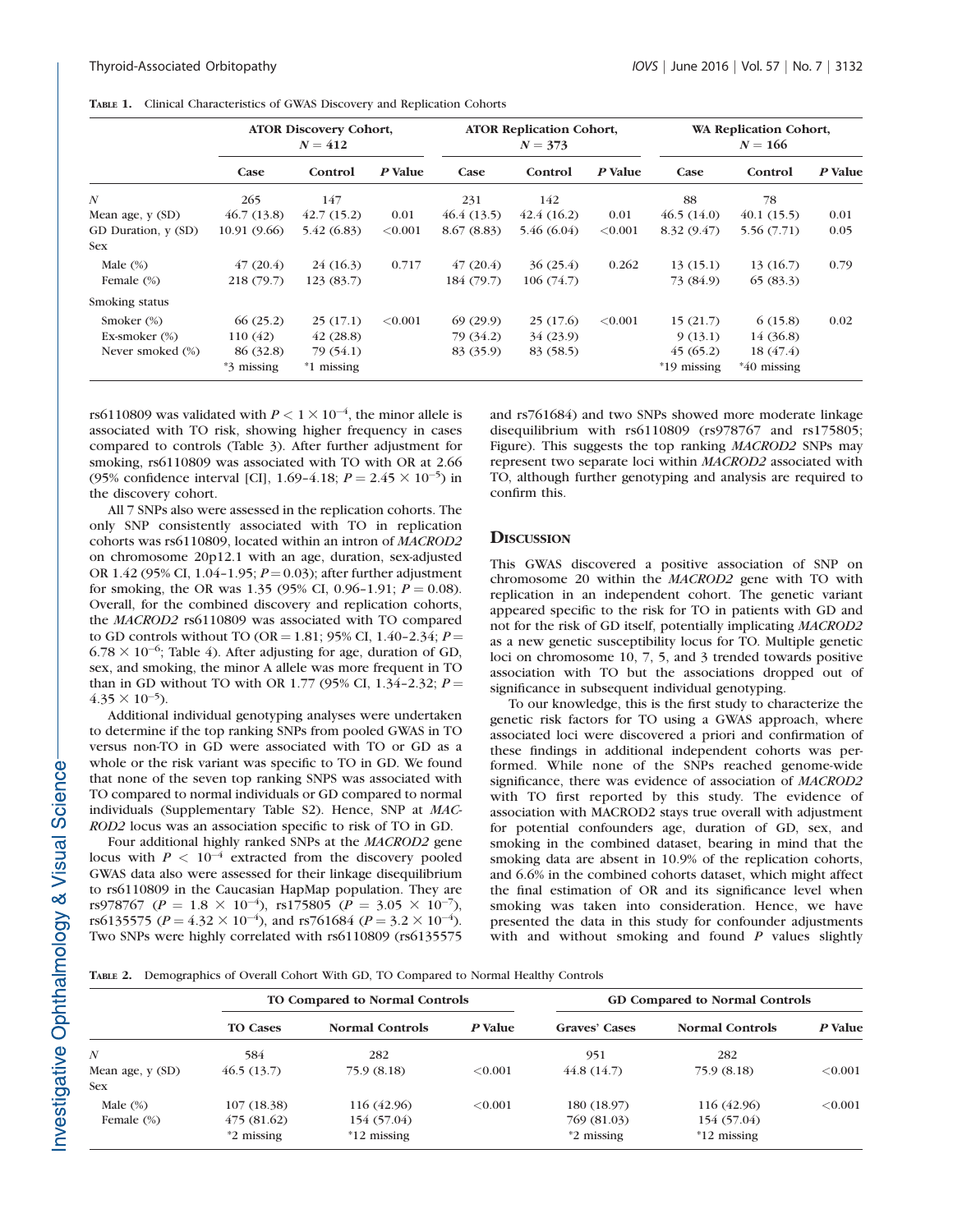**Table 1.** Clinical Characteristics of GWAS Discovery and Replication Cohorts

| | ATOR Discovery Cohort, $N = 412$ | | | ATOR Replication Cohort, $N = 373$ | | | WA Replication Cohort, $N = 166$ | | |
|---|---|---|---|---|---|---|---|---|---|
| | Case | Control | P Value | Case | Control | P Value | Case | Control | P Value |
| *N* | 265 | 147 | | 231 | 142 | | 88 | 78 | |
| Mean age, y (SD) | 46.7 (13.8) | 42.7 (15.2) | 0.01 | 46.4 (13.5) | 42.4 (16.2) | 0.01 | 46.5 (14.0) | 40.1 (15.5) | 0.01 |
| GD Duration, y (SD) | 10.91 (9.66) | 5.42 (6.83) | <0.001 | 8.67 (8.83) | 5.46 (6.04) | <0.001 | 8.32 (9.47) | 5.56 (7.71) | 0.05 |
| Sex | | | | | | | | | |
| Male (%) | 47 (20.4) | 24 (16.3) | 0.717 | 47 (20.4) | 36 (25.4) | 0.262 | 13 (15.1) | 13 (16.7) | 0.79 |
| Female (%) | 218 (79.7) | 123 (83.7) | | 184 (79.7) | 106 (74.7) | | 73 (84.9) | 65 (83.3) | |
| Smoking status | | | | | | | | | |
| Smoker (%) | 66 (25.2) | 25 (17.1) | <0.001 | 69 (29.9) | 25 (17.6) | <0.001 | 15 (21.7) | 6 (15.8) | 0.02 |
| Ex-smoker (%) | 110 (42) | 42 (28.8) | | 79 (34.2) | 34 (23.9) | | 9 (13.1) | 14 (36.8) | |
| Never smoked (%) | 86 (32.8) | 79 (54.1) | | 83 (35.9) | 83 (58.5) | | 45 (65.2) | 18 (47.4) | |
| | *3 missing | *1 missing | | | | | *19 missing | *40 missing | |

rs6110809 was validated with $P < 1 \times 10^{-4}$, the minor allele is associated with TO risk, showing higher frequency in cases compared to controls (Table 3). After further adjustment for smoking, rs6110809 was associated with TO with OR at 2.66 (95% confidence interval [CI], 1.69–4.18; $P = 2.45 \times 10^{-5}$) in the discovery cohort.

All 7 SNPs also were assessed in the replication cohorts. The only SNP consistently associated with TO in replication cohorts was rs6110809, located within an intron of *MACROD2* on chromosome 20p12.1 with an age, duration, sex-adjusted OR 1.42 (95% CI, 1.04–1.95; $P = 0.03$); after further adjustment for smoking, the OR was 1.35 (95% CI, 0.96–1.91; $P = 0.08$). Overall, for the combined discovery and replication cohorts, the *MACROD2* rs6110809 was associated with TO compared to GD controls without TO (OR = 1.81; 95% CI, 1.40–2.34; $P = 6.78 \times 10^{-6}$; Table 4). After adjusting for age, duration of GD, sex, and smoking, the minor A allele was more frequent in TO than in GD without TO with OR 1.77 (95% CI, 1.34–2.32; $P = 4.35 \times 10^{-5}$).

Additional individual genotyping analyses were undertaken to determine if the top ranking SNPs from pooled GWAS in TO versus non-TO in GD were associated with TO or GD as a whole or the risk variant was specific to TO in GD. We found that none of the seven top ranking SNPS was associated with TO compared to normal individuals or GD compared to normal individuals (Supplementary Table S2). Hence, SNP at *MACROD2* locus was an association specific to risk of TO in GD.

Four additional highly ranked SNPs at the *MACROD2* gene locus with $P < 10^{-4}$ extracted from the discovery pooled GWAS data also were assessed for their linkage disequilibrium to rs6110809 in the Caucasian HapMap population. They are rs978767 ($P = 1.8 \times 10^{-4}$), rs175805 ($P = 3.05 \times 10^{-7}$), rs6135575 ($P = 4.32 \times 10^{-4}$), and rs761684 ($P = 3.2 \times 10^{-4}$). Two SNPs were highly correlated with rs6110809 (rs6135575 and rs761684) and two SNPs showed more moderate linkage disequilibrium with rs6110809 (rs978767 and rs175805; Figure). This suggests the top ranking *MACROD2* SNPs may represent two separate loci within *MACROD2* associated with TO, although further genotyping and analysis are required to confirm this.

## Discussion

This GWAS discovered a positive association of SNP on chromosome 20 within the *MACROD2* gene with TO with replication in an independent cohort. The genetic variant appeared specific to the risk for TO in patients with GD and not for the risk of GD itself, potentially implicating *MACROD2* as a new genetic susceptibility locus for TO. Multiple genetic loci on chromosome 10, 7, 5, and 3 trended towards positive association with TO but the associations dropped out of significance in subsequent individual genotyping.

To our knowledge, this is the first study to characterize the genetic risk factors for TO using a GWAS approach, where associated loci were discovered a priori and confirmation of these findings in additional independent cohorts was performed. While none of the SNPs reached genome-wide significance, there was evidence of association of *MACROD2* with TO first reported by this study. The evidence of association with MACROD2 stays true overall with adjustment for potential confounders age, duration of GD, sex, and smoking in the combined dataset, bearing in mind that the smoking data are absent in 10.9% of the replication cohorts, and 6.6% in the combined cohorts dataset, which might affect the final estimation of OR and its significance level when smoking was taken into consideration. Hence, we have presented the data in this study for confounder adjustments with and without smoking and found *P* values slightly

**Table 2.** Demographics of Overall Cohort With GD, TO Compared to Normal Healthy Controls

| | TO Compared to Normal Controls | | | GD Compared to Normal Controls | | |
|---|---|---|---|---|---|---|
| | TO Cases | Normal Controls | P Value | Graves' Cases | Normal Controls | P Value |
| *N* | 584 | 282 | | 951 | 282 | |
| Mean age, y (SD) | 46.5 (13.7) | 75.9 (8.18) | <0.001 | 44.8 (14.7) | 75.9 (8.18) | <0.001 |
| Sex | | | | | | |
| Male (%) | 107 (18.38) | 116 (42.96) | <0.001 | 180 (18.97) | 116 (42.96) | <0.001 |
| Female (%) | 475 (81.62) | 154 (57.04) | | 769 (81.03) | 154 (57.04) | |
| | *2 missing | *12 missing | | *2 missing | *12 missing | |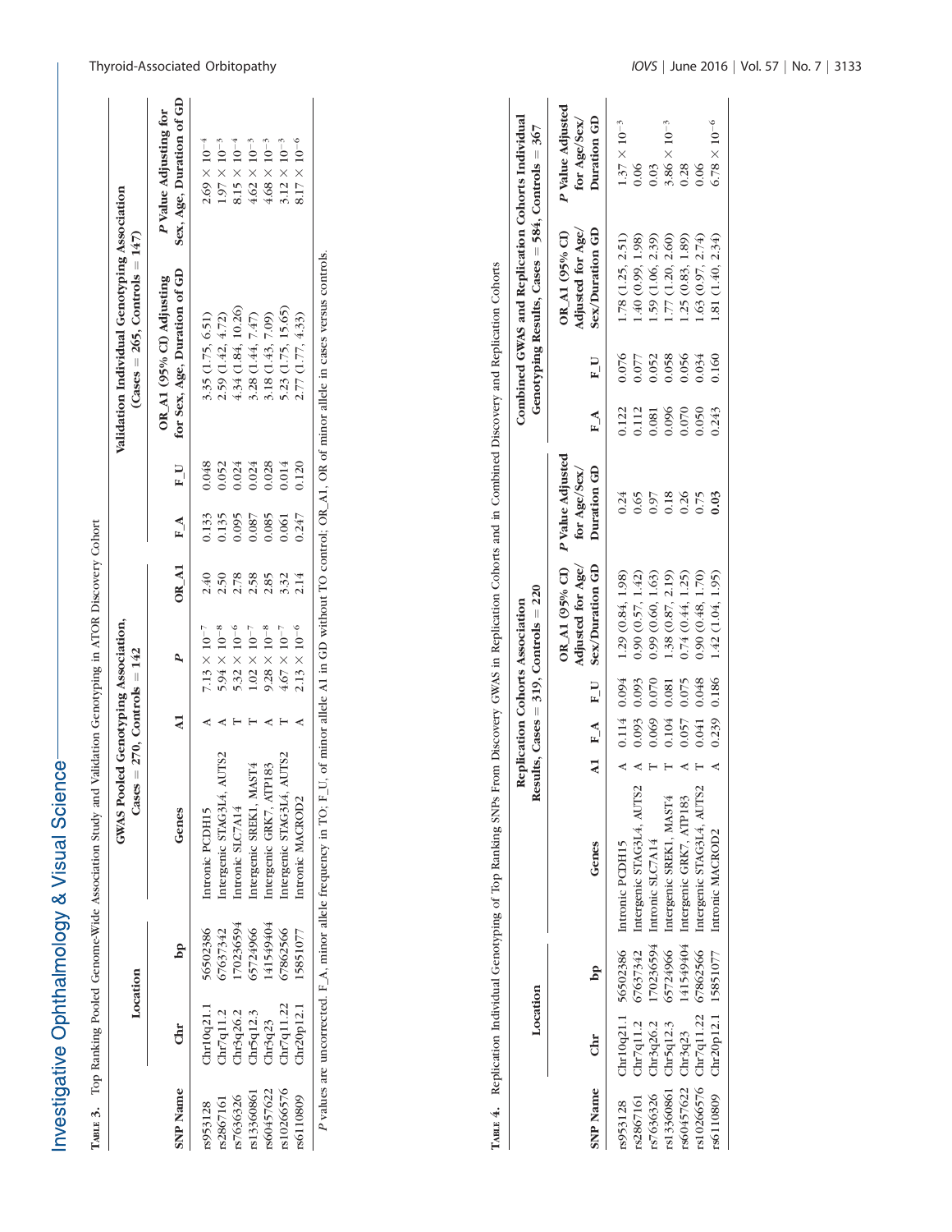**Table 3.** Top Ranking Pooled Genome-Wide Association Study and Validation Genotyping in ATOR Discovery Cohort

| SNP Name | Location | | Genes | GWAS Pooled Genotyping Association, Cases = 270, Controls = 142 | | | Validation Individual Genotyping Association (Cases = 265, Controls = 147) | | | |
|---|---|---|---|---|---|---|---|---|---|---|
| | Chr | bp | | A1 | P | OR_A1 | F_A | F_U | OR_A1 (95% CI) Adjusting for Sex, Age, Duration of GD | P Value Adjusting for Sex, Age, Duration of GD |
| rs953128 | Chr10q21.1 | 56502386 | Intronic PCDH15 | A | $7.13 \times 10^{-7}$ | 2.40 | 0.133 | 0.048 | 3.35 (1.75, 6.51) | $2.69 \times 10^{-4}$ |
| rs2867161 | Chr7q11.2 | 67637342 | Intergenic STAG3L4, AUTS2 | A | $5.94 \times 10^{-8}$ | 2.50 | 0.135 | 0.052 | 2.59 (1.42, 4.72) | $1.97 \times 10^{-3}$ |
| rs7636326 | Chr3q26.2 | 170236594 | Intronic SLC7A14 | T | $5.32 \times 10^{-6}$ | 2.78 | 0.095 | 0.024 | 4.34 (1.84, 10.26) | $8.15 \times 10^{-4}$ |
| rs13360861 | Chr5q12.3 | 65724966 | Intergenic SREK1, MAST4 | T | $1.02 \times 10^{-7}$ | 2.58 | 0.087 | 0.024 | 3.28 (1.44, 7.47) | $4.62 \times 10^{-3}$ |
| rs60457622 | Chr3q23 | 141549404 | Intergenic GRK7, ATP1B3 | A | $9.28 \times 10^{-8}$ | 2.85 | 0.085 | 0.028 | 3.18 (1.43, 7.09) | $4.68 \times 10^{-3}$ |
| rs10266576 | Chr7q11.22 | 67862566 | Intergenic STAG3L4, AUTS2 | T | $4.67 \times 10^{-7}$ | 3.32 | 0.061 | 0.014 | 5.23 (1.75, 15.65) | $3.12 \times 10^{-3}$ |
| rs6110809 | Chr20p12.1 | 15851077 | Intronic MACROD2 | A | $2.13 \times 10^{-6}$ | 2.14 | 0.247 | 0.120 | 2.77 (1.77, 4.33) | $8.17 \times 10^{-6}$ |

*P* values are uncorrected. F_A, minor allele frequency in TO; F_U, of minor allele A1 in GD without TO control; OR_A1, OR of minor allele in cases versus controls.

**Table 4.** Replication Individual Genotyping of Top Ranking SNPs From Discovery GWAS in Replication Cohorts and in Combined Discovery and Replication Cohorts

| SNP Name | Location | | Genes | Replication Cohorts Association Results, Cases = 319, Controls = 220 | | | | | Combined GWAS and Replication Cohorts Individual Genotyping Results, Cases = 584, Controls = 367 | | | |
|---|---|---|---|---|---|---|---|---|---|---|---|---|
| | Chr | bp | | A1 | F_A | F_U | OR_A1 (95% CI) Adjusted for Age/Sex/Duration GD | P Value Adjusted for Age/Sex/Duration GD | F_A | F_U | OR_A1 (95% CI) Adjusted for Age/Sex/Duration GD | P Value Adjusted for Age/Sex/Duration GD |
| rs953128 | Chr10q21.1 | 56502386 | Intronic PCDH15 | A | 0.114 | 0.094 | 1.29 (0.84, 1.98) | 0.24 | 0.122 | 0.076 | 1.78 (1.25, 2.51) | $1.37 \times 10^{-3}$ |
| rs2867161 | Chr7q11.2 | 67637342 | Intergenic STAG3L4, AUTS2 | A | 0.093 | 0.093 | 0.90 (0.57, 1.42) | 0.65 | 0.112 | 0.077 | 1.40 (0.99, 1.98) | 0.06 |
| rs7636326 | Chr3q26.2 | 170236594 | Intronic SLC7A14 | T | 0.069 | 0.070 | 0.99 (0.60, 1.63) | 0.97 | 0.081 | 0.052 | 1.59 (1.06, 2.39) | 0.03 |
| rs13360861 | Chr5q12.3 | 65724966 | Intergenic SREK1, MAST4 | T | 0.104 | 0.081 | 1.38 (0.87, 2.19) | 0.18 | 0.096 | 0.058 | 1.77 (1.20, 2.60) | $3.86 \times 10^{-3}$ |
| rs60457622 | Chr3q23 | 141549404 | Intergenic GRK7, ATP1B3 | A | 0.057 | 0.075 | 0.74 (0.44, 1.25) | 0.26 | 0.070 | 0.056 | 1.25 (0.83, 1.89) | 0.28 |
| rs10266576 | Chr7q11.22 | 67862566 | Intergenic STAG3L4, AUTS2 | T | 0.041 | 0.048 | 0.90 (0.48, 1.70) | 0.75 | 0.050 | 0.034 | 1.63 (0.97, 2.74) | 0.06 |
| rs6110809 | Chr20p12.1 | 15851077 | Intronic MACROD2 | A | 0.239 | 0.186 | 1.42 (1.04, 1.95) | **0.03** | 0.243 | 0.160 | 1.81 (1.40, 2.34) | $6.78 \times 10^{-6}$ |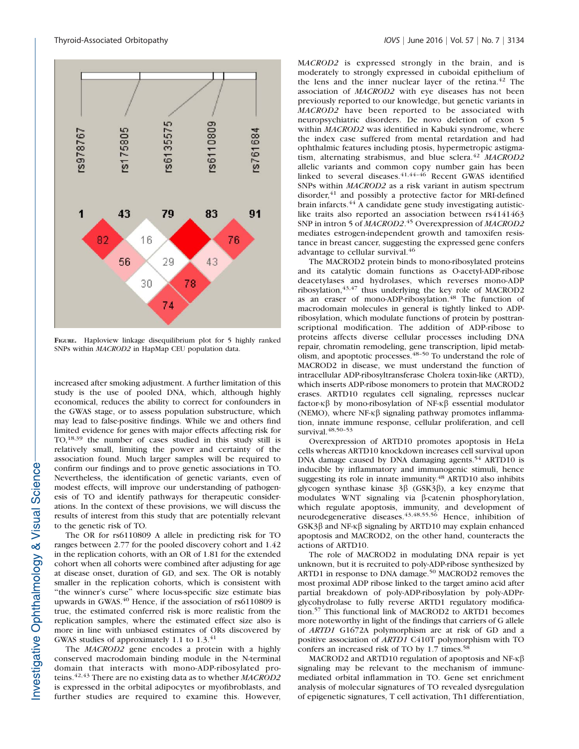FIGURE. Haploview linkage disequilibrium plot for 5 highly ranked SNPs within *MACROD2* in HapMap CEU population data.

increased after smoking adjustment. A further limitation of this study is the use of pooled DNA, which, although highly economical, reduces the ability to correct for confounders in the GWAS stage, or to assess population substructure, which may lead to false-positive findings. While we and others find limited evidence for genes with major effects affecting risk for TO,[18,39] the number of cases studied in this study still is relatively small, limiting the power and certainty of the association found. Much larger samples will be required to confirm our findings and to prove genetic associations in TO. Nevertheless, the identification of genetic variants, even of modest effects, will improve our understanding of pathogenesis of TO and identify pathways for therapeutic considerations. In the context of these provisions, we will discuss the results of interest from this study that are potentially relevant to the genetic risk of TO.

The OR for rs6110809 A allele in predicting risk for TO ranges between 2.77 for the pooled discovery cohort and 1.42 in the replication cohorts, with an OR of 1.81 for the extended cohort when all cohorts were combined after adjusting for age at disease onset, duration of GD, and sex. The OR is notably smaller in the replication cohorts, which is consistent with "the winner's curse" where locus-specific size estimate bias upwards in GWAS.[40] Hence, if the association of rs6110809 is true, the estimated conferred risk is more realistic from the replication samples, where the estimated effect size also is more in line with unbiased estimates of ORs discovered by GWAS studies of approximately 1.1 to 1.3.[41]

The *MACROD2* gene encodes a protein with a highly conserved macrodomain binding module in the N-terminal domain that interacts with mono-ADP-ribosylated proteins.[42,43] There are no existing data as to whether *MACROD2* is expressed in the orbital adipocytes or myofibroblasts, and further studies are required to examine this. However, *MACROD2* is expressed strongly in the brain, and is moderately to strongly expressed in cuboidal epithelium of the lens and the inner nuclear layer of the retina.[42] The association of *MACROD2* with eye diseases has not been previously reported to our knowledge, but genetic variants in *MACROD2* have been reported to be associated with neuropsychiatric disorders. De novo deletion of exon 5 within *MACROD2* was identified in Kabuki syndrome, where the index case suffered from mental retardation and had ophthalmic features including ptosis, hypermetropic astigmatism, alternating strabismus, and blue sclera.[42] *MACROD2* allelic variants and common copy number gain has been linked to several diseases.[41,44–46] Recent GWAS identified SNPs within *MACROD2* as a risk variant in autism spectrum disorder,[41] and possibly a protective factor for MRI-defined brain infarcts.[44] A candidate gene study investigating autistic-like traits also reported an association between rs4141463 SNP in intron 5 of *MACROD2*.[45] Overexpression of *MACROD2* mediates estrogen-independent growth and tamoxifen resistance in breast cancer, suggesting the expressed gene confers advantage to cellular survival.[46]

The MACROD2 protein binds to mono-ribosylated proteins and its catalytic domain functions as O-acetyl-ADP-ribose deacetylases and hydrolases, which reverses mono-ADP ribosylation,[43,47] thus underlying the key role of MACROD2 as an eraser of mono-ADP-ribosylation.[48] The function of macrodomain molecules in general is tightly linked to ADP-ribosylation, which modulate functions of protein by posttranscriptional modification. The addition of ADP-ribose to proteins affects diverse cellular processes including DNA repair, chromatin remodeling, gene transcription, lipid metabolism, and apoptotic processes.[48–50] To understand the role of MACROD2 in disease, we must understand the function of intracellular ADP-ribosyltransferase Cholera toxin-like (ARTD), which inserts ADP-ribose monomers to protein that MACROD2 erases. ARTD10 regulates cell signaling, represses nuclear factor-κβ by mono-ribosylation of NF-κβ essential modulator (NEMO), where NF-κβ signaling pathway promotes inflammation, innate immune response, cellular proliferation, and cell survival.[48,50–53]

Overexpression of ARTD10 promotes apoptosis in HeLa cells whereas ARTD10 knockdown increases cell survival upon DNA damage caused by DNA damaging agents.[54] ARTD10 is inducible by inflammatory and immunogenic stimuli, hence suggesting its role in innate immunity.[48] ARTD10 also inhibits glycogen synthase kinase 3β (GSK3β), a key enzyme that modulates WNT signaling via β-catenin phosphorylation, which regulate apoptosis, immunity, and development of neurodegenerative diseases.[43,48,55,56] Hence, inhibition of GSK3β and NF-κβ signaling by ARTD10 may explain enhanced apoptosis and MACROD2, on the other hand, counteracts the actions of ARTD10.

The role of MACROD2 in modulating DNA repair is yet unknown, but it is recruited to poly-ADP-ribose synthesized by ARTD1 in response to DNA damage.[50] MACROD2 removes the most proximal ADP ribose linked to the target amino acid after partial breakdown of poly-ADP-ribosylation by poly-ADPr-glycohydrolase to fully reverse ARTD1 regulatory modification.[57] This functional link of MACROD2 to ARTD1 becomes more noteworthy in light of the findings that carriers of G allele of *ARTD1* G1672A polymorphism are at risk of GD and a positive association of *ARTD1* C410T polymorphism with TO confers an increased risk of TO by 1.7 times.[58]

MACROD2 and ARTD10 regulation of apoptosis and NF-κβ signaling may be relevant to the mechanism of immune-mediated orbital inflammation in TO. Gene set enrichment analysis of molecular signatures of TO revealed dysregulation of epigenetic signatures, T cell activation, Th1 differentiation,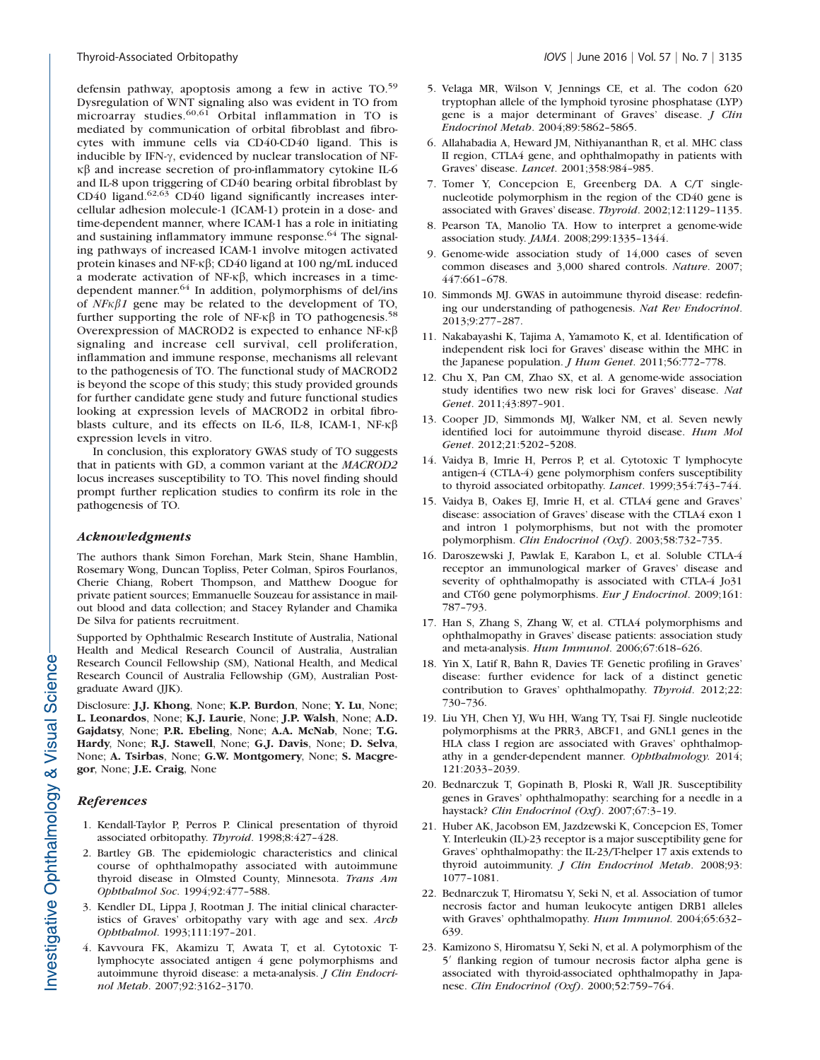defensin pathway, apoptosis among a few in active TO.[59] Dysregulation of WNT signaling also was evident in TO from microarray studies.[60,61] Orbital inflammation in TO is mediated by communication of orbital fibroblast and fibrocytes with immune cells via CD40-CD40 ligand. This is inducible by IFN-γ, evidenced by nuclear translocation of NF-κβ and increase secretion of pro-inflammatory cytokine IL-6 and IL-8 upon triggering of CD40 bearing orbital fibroblast by CD40 ligand.[62,63] CD40 ligand significantly increases intercellular adhesion molecule-1 (ICAM-1) protein in a dose- and time-dependent manner, where ICAM-1 has a role in initiating and sustaining inflammatory immune response.[64] The signaling pathways of increased ICAM-1 involve mitogen activated protein kinases and NF-κβ; CD40 ligand at 100 ng/mL induced a moderate activation of NF-κβ, which increases in a time-dependent manner.[64] In addition, polymorphisms of del/ins of *NF*κβ*1* gene may be related to the development of TO, further supporting the role of NF-κβ in TO pathogenesis.[58] Overexpression of MACROD2 is expected to enhance NF-κβ signaling and increase cell survival, cell proliferation, inflammation and immune response, mechanisms all relevant to the pathogenesis of TO. The functional study of MACROD2 is beyond the scope of this study; this study provided grounds for further candidate gene study and future functional studies looking at expression levels of MACROD2 in orbital fibroblasts culture, and its effects on IL-6, IL-8, ICAM-1, NF-κβ expression levels in vitro.

In conclusion, this exploratory GWAS study of TO suggests that in patients with GD, a common variant at the *MACROD2* locus increases susceptibility to TO. This novel finding should prompt further replication studies to confirm its role in the pathogenesis of TO.

## Acknowledgments

The authors thank Simon Forehan, Mark Stein, Shane Hamblin, Rosemary Wong, Duncan Topliss, Peter Colman, Spiros Fourlanos, Cherie Chiang, Robert Thompson, and Matthew Doogue for private patient sources; Emmanuelle Souzeau for assistance in mail-out blood and data collection; and Stacey Rylander and Chamika De Silva for patients recruitment.

Supported by Ophthalmic Research Institute of Australia, National Health and Medical Research Council of Australia, Australian Research Council Fellowship (SM), National Health, and Medical Research Council of Australia Fellowship (GM), Australian Postgraduate Award (JJK).

Disclosure: **J.J. Khong**, None; **K.P. Burdon**, None; **Y. Lu**, None; **L. Leonardos**, None; **K.J. Laurie**, None; **J.P. Walsh**, None; **A.D. Gajdatsy**, None; **P.R. Ebeling**, None; **A.A. McNab**, None; **T.G. Hardy**, None; **R.J. Stawell**, None; **G.J. Davis**, None; **D. Selva**, None; **A. Tsirbas**, None; **G.W. Montgomery**, None; **S. Macgregor**, None; **J.E. Craig**, None

## References

1. Kendall-Taylor P, Perros P. Clinical presentation of thyroid associated orbitopathy. *Thyroid*. 1998;8:427–428.
2. Bartley GB. The epidemiologic characteristics and clinical course of ophthalmopathy associated with autoimmune thyroid disease in Olmsted County, Minnesota. *Trans Am Ophthalmol Soc*. 1994;92:477–588.
3. Kendler DL, Lippa J, Rootman J. The initial clinical characteristics of Graves' orbitopathy vary with age and sex. *Arch Ophthalmol*. 1993;111:197–201.
4. Kavvoura FK, Akamizu T, Awata T, et al. Cytotoxic T-lymphocyte associated antigen 4 gene polymorphisms and autoimmune thyroid disease: a meta-analysis. *J Clin Endocrinol Metab*. 2007;92:3162–3170.
5. Velaga MR, Wilson V, Jennings CE, et al. The codon 620 tryptophan allele of the lymphoid tyrosine phosphatase (LYP) gene is a major determinant of Graves' disease. *J Clin Endocrinol Metab*. 2004;89:5862–5865.
6. Allahabadia A, Heward JM, Nithiyananthan R, et al. MHC class II region, CTLA4 gene, and ophthalmopathy in patients with Graves' disease. *Lancet*. 2001;358:984–985.
7. Tomer Y, Concepcion E, Greenberg DA. A C/T single-nucleotide polymorphism in the region of the CD40 gene is associated with Graves' disease. *Thyroid*. 2002;12:1129–1135.
8. Pearson TA, Manolio TA. How to interpret a genome-wide association study. *JAMA*. 2008;299:1335–1344.
9. Genome-wide association study of 14,000 cases of seven common diseases and 3,000 shared controls. *Nature*. 2007; 447:661–678.
10. Simmonds MJ. GWAS in autoimmune thyroid disease: redefining our understanding of pathogenesis. *Nat Rev Endocrinol*. 2013;9:277–287.
11. Nakabayashi K, Tajima A, Yamamoto K, et al. Identification of independent risk loci for Graves' disease within the MHC in the Japanese population. *J Hum Genet*. 2011;56:772–778.
12. Chu X, Pan CM, Zhao SX, et al. A genome-wide association study identifies two new risk loci for Graves' disease. *Nat Genet*. 2011;43:897–901.
13. Cooper JD, Simmonds MJ, Walker NM, et al. Seven newly identified loci for autoimmune thyroid disease. *Hum Mol Genet*. 2012;21:5202–5208.
14. Vaidya B, Imrie H, Perros P, et al. Cytotoxic T lymphocyte antigen-4 (CTLA-4) gene polymorphism confers susceptibility to thyroid associated orbitopathy. *Lancet*. 1999;354:743–744.
15. Vaidya B, Oakes EJ, Imrie H, et al. CTLA4 gene and Graves' disease: association of Graves' disease with the CTLA4 exon 1 and intron 1 polymorphisms, but not with the promoter polymorphism. *Clin Endocrinol (Oxf)*. 2003;58:732–735.
16. Daroszewski J, Pawlak E, Karabon L, et al. Soluble CTLA-4 receptor an immunological marker of Graves' disease and severity of ophthalmopathy is associated with CTLA-4 Jo31 and CT60 gene polymorphisms. *Eur J Endocrinol*. 2009;161: 787–793.
17. Han S, Zhang S, Zhang W, et al. CTLA4 polymorphisms and ophthalmopathy in Graves' disease patients: association study and meta-analysis. *Hum Immunol*. 2006;67:618–626.
18. Yin X, Latif R, Bahn R, Davies TF. Genetic profiling in Graves' disease: further evidence for lack of a distinct genetic contribution to Graves' ophthalmopathy. *Thyroid*. 2012;22: 730–736.
19. Liu YH, Chen YJ, Wu HH, Wang TY, Tsai FJ. Single nucleotide polymorphisms at the PRR3, ABCF1, and GNL1 genes in the HLA class I region are associated with Graves' ophthalmopathy in a gender-dependent manner. *Ophthalmology.* 2014; 121:2033–2039.
20. Bednarczuk T, Gopinath B, Ploski R, Wall JR. Susceptibility genes in Graves' ophthalmopathy: searching for a needle in a haystack? *Clin Endocrinol (Oxf)*. 2007;67:3–19.
21. Huber AK, Jacobson EM, Jazdzewski K, Concepcion ES, Tomer Y. Interleukin (IL)-23 receptor is a major susceptibility gene for Graves' ophthalmopathy: the IL-23/T-helper 17 axis extends to thyroid autoimmunity. *J Clin Endocrinol Metab*. 2008;93: 1077–1081.
22. Bednarczuk T, Hiromatsu Y, Seki N, et al. Association of tumor necrosis factor and human leukocyte antigen DRB1 alleles with Graves' ophthalmopathy. *Hum Immunol*. 2004;65:632–639.
23. Kamizono S, Hiromatsu Y, Seki N, et al. A polymorphism of the 5′ flanking region of tumour necrosis factor alpha gene is associated with thyroid-associated ophthalmopathy in Japanese. *Clin Endocrinol (Oxf)*. 2000;52:759–764.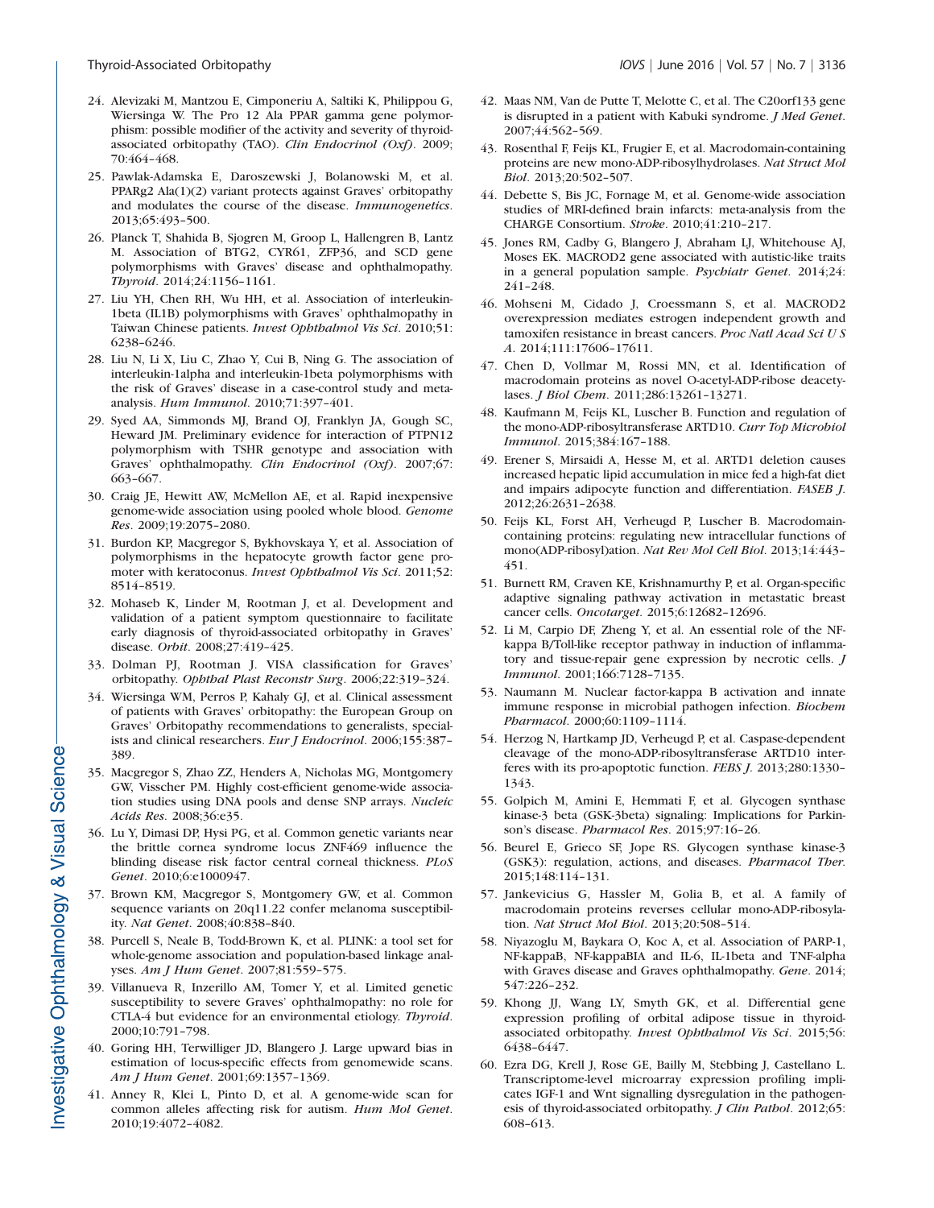24. Alevizaki M, Mantzou E, Cimponeriu A, Saltiki K, Philippou G, Wiersinga W. The Pro 12 Ala PPAR gamma gene polymorphism: possible modifier of the activity and severity of thyroid-associated orbitopathy (TAO). *Clin Endocrinol (Oxf)*. 2009;70:464–468.
25. Pawlak-Adamska E, Daroszewski J, Bolanowski M, et al. PPARg2 Ala(1)(2) variant protects against Graves' orbitopathy and modulates the course of the disease. *Immunogenetics*. 2013;65:493–500.
26. Planck T, Shahida B, Sjogren M, Groop L, Hallengren B, Lantz M. Association of BTG2, CYR61, ZFP36, and SCD gene polymorphisms with Graves' disease and ophthalmopathy. *Thyroid*. 2014;24:1156–1161.
27. Liu YH, Chen RH, Wu HH, et al. Association of interleukin-1beta (IL1B) polymorphisms with Graves' ophthalmopathy in Taiwan Chinese patients. *Invest Ophthalmol Vis Sci*. 2010;51:6238–6246.
28. Liu N, Li X, Liu C, Zhao Y, Cui B, Ning G. The association of interleukin-1alpha and interleukin-1beta polymorphisms with the risk of Graves' disease in a case-control study and meta-analysis. *Hum Immunol*. 2010;71:397–401.
29. Syed AA, Simmonds MJ, Brand OJ, Franklyn JA, Gough SC, Heward JM. Preliminary evidence for interaction of PTPN12 polymorphism with TSHR genotype and association with Graves' ophthalmopathy. *Clin Endocrinol (Oxf)*. 2007;67:663–667.
30. Craig JE, Hewitt AW, McMellon AE, et al. Rapid inexpensive genome-wide association using pooled whole blood. *Genome Res*. 2009;19:2075–2080.
31. Burdon KP, Macgregor S, Bykhovskaya Y, et al. Association of polymorphisms in the hepatocyte growth factor gene promoter with keratoconus. *Invest Ophthalmol Vis Sci*. 2011;52:8514–8519.
32. Mohaseb K, Linder M, Rootman J, et al. Development and validation of a patient symptom questionnaire to facilitate early diagnosis of thyroid-associated orbitopathy in Graves' disease. *Orbit*. 2008;27:419–425.
33. Dolman PJ, Rootman J. VISA classification for Graves' orbitopathy. *Ophthal Plast Reconstr Surg*. 2006;22:319–324.
34. Wiersinga WM, Perros P, Kahaly GJ, et al. Clinical assessment of patients with Graves' orbitopathy: the European Group on Graves' Orbitopathy recommendations to generalists, specialists and clinical researchers. *Eur J Endocrinol*. 2006;155:387–389.
35. Macgregor S, Zhao ZZ, Henders A, Nicholas MG, Montgomery GW, Visscher PM. Highly cost-efficient genome-wide association studies using DNA pools and dense SNP arrays. *Nucleic Acids Res*. 2008;36:e35.
36. Lu Y, Dimasi DP, Hysi PG, et al. Common genetic variants near the brittle cornea syndrome locus ZNF469 influence the blinding disease risk factor central corneal thickness. *PLoS Genet*. 2010;6:e1000947.
37. Brown KM, Macgregor S, Montgomery GW, et al. Common sequence variants on 20q11.22 confer melanoma susceptibility. *Nat Genet*. 2008;40:838–840.
38. Purcell S, Neale B, Todd-Brown K, et al. PLINK: a tool set for whole-genome association and population-based linkage analyses. *Am J Hum Genet*. 2007;81:559–575.
39. Villanueva R, Inzerillo AM, Tomer Y, et al. Limited genetic susceptibility to severe Graves' ophthalmopathy: no role for CTLA-4 but evidence for an environmental etiology. *Thyroid*. 2000;10:791–798.
40. Goring HH, Terwilliger JD, Blangero J. Large upward bias in estimation of locus-specific effects from genomewide scans. *Am J Hum Genet*. 2001;69:1357–1369.
41. Anney R, Klei L, Pinto D, et al. A genome-wide scan for common alleles affecting risk for autism. *Hum Mol Genet*. 2010;19:4072–4082.
42. Maas NM, Van de Putte T, Melotte C, et al. The C20orf133 gene is disrupted in a patient with Kabuki syndrome. *J Med Genet*. 2007;44:562–569.
43. Rosenthal F, Feijs KL, Frugier E, et al. Macrodomain-containing proteins are new mono-ADP-ribosylhydrolases. *Nat Struct Mol Biol*. 2013;20:502–507.
44. Debette S, Bis JC, Fornage M, et al. Genome-wide association studies of MRI-defined brain infarcts: meta-analysis from the CHARGE Consortium. *Stroke*. 2010;41:210–217.
45. Jones RM, Cadby G, Blangero J, Abraham LJ, Whitehouse AJ, Moses EK. MACROD2 gene associated with autistic-like traits in a general population sample. *Psychiatr Genet*. 2014;24:241–248.
46. Mohseni M, Cidado J, Croessmann S, et al. MACROD2 overexpression mediates estrogen independent growth and tamoxifen resistance in breast cancers. *Proc Natl Acad Sci U S A*. 2014;111:17606–17611.
47. Chen D, Vollmar M, Rossi MN, et al. Identification of macrodomain proteins as novel O-acetyl-ADP-ribose deacetylases. *J Biol Chem*. 2011;286:13261–13271.
48. Kaufmann M, Feijs KL, Luscher B. Function and regulation of the mono-ADP-ribosyltransferase ARTD10. *Curr Top Microbiol Immunol*. 2015;384:167–188.
49. Erener S, Mirsaidi A, Hesse M, et al. ARTD1 deletion causes increased hepatic lipid accumulation in mice fed a high-fat diet and impairs adipocyte function and differentiation. *FASEB J*. 2012;26:2631–2638.
50. Feijs KL, Forst AH, Verheugd P, Luscher B. Macrodomain-containing proteins: regulating new intracellular functions of mono(ADP-ribosyl)ation. *Nat Rev Mol Cell Biol*. 2013;14:443–451.
51. Burnett RM, Craven KE, Krishnamurthy P, et al. Organ-specific adaptive signaling pathway activation in metastatic breast cancer cells. *Oncotarget*. 2015;6:12682–12696.
52. Li M, Carpio DF, Zheng Y, et al. An essential role of the NF-kappa B/Toll-like receptor pathway in induction of inflammatory and tissue-repair gene expression by necrotic cells. *J Immunol*. 2001;166:7128–7135.
53. Naumann M. Nuclear factor-kappa B activation and innate immune response in microbial pathogen infection. *Biochem Pharmacol*. 2000;60:1109–1114.
54. Herzog N, Hartkamp JD, Verheugd P, et al. Caspase-dependent cleavage of the mono-ADP-ribosyltransferase ARTD10 interferes with its pro-apoptotic function. *FEBS J*. 2013;280:1330–1343.
55. Golpich M, Amini E, Hemmati F, et al. Glycogen synthase kinase-3 beta (GSK-3beta) signaling: Implications for Parkinson's disease. *Pharmacol Res*. 2015;97:16–26.
56. Beurel E, Grieco SF, Jope RS. Glycogen synthase kinase-3 (GSK3): regulation, actions, and diseases. *Pharmacol Ther*. 2015;148:114–131.
57. Jankevicius G, Hassler M, Golia B, et al. A family of macrodomain proteins reverses cellular mono-ADP-ribosylation. *Nat Struct Mol Biol*. 2013;20:508–514.
58. Niyazoglu M, Baykara O, Koc A, et al. Association of PARP-1, NF-kappaB, NF-kappaBIA and IL-6, IL-1beta and TNF-alpha with Graves disease and Graves ophthalmopathy. *Gene*. 2014;547:226–232.
59. Khong JJ, Wang LY, Smyth GK, et al. Differential gene expression profiling of orbital adipose tissue in thyroid-associated orbitopathy. *Invest Ophthalmol Vis Sci*. 2015;56:6438–6447.
60. Ezra DG, Krell J, Rose GE, Bailly M, Stebbing J, Castellano L. Transcriptome-level microarray expression profiling implicates IGF-1 and Wnt signalling dysregulation in the pathogenesis of thyroid-associated orbitopathy. *J Clin Pathol*. 2012;65:608–613.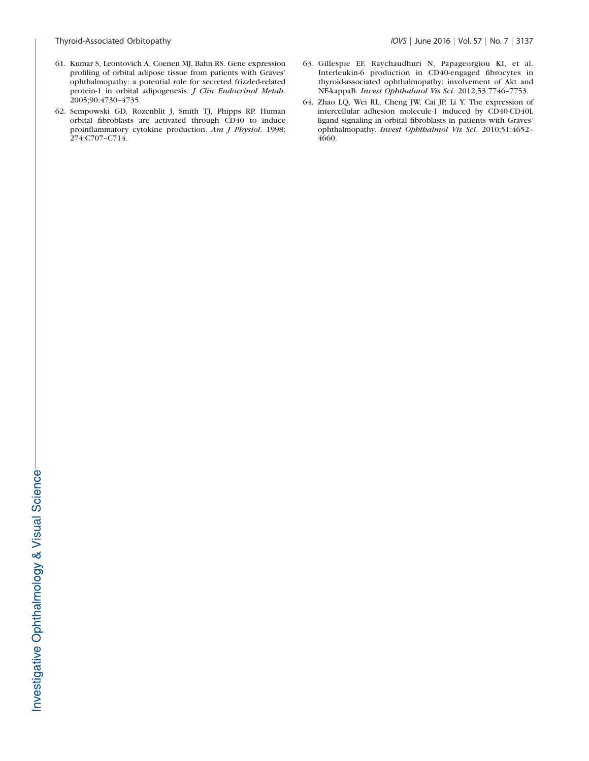61. Kumar S, Leontovich A, Coenen MJ, Bahn RS. Gene expression profiling of orbital adipose tissue from patients with Graves' ophthalmopathy: a potential role for secreted frizzled-related protein-1 in orbital adipogenesis. *J Clin Endocrinol Metab*. 2005;90:4730–4735.

62. Sempowski GD, Rozenblit J, Smith TJ, Phipps RP. Human orbital fibroblasts are activated through CD40 to induce proinflammatory cytokine production. *Am J Physiol*. 1998; 274:C707–C714.

63. Gillespie EF, Raychaudhuri N, Papageorgiou KI, et al. Interleukin-6 production in CD40-engaged fibrocytes in thyroid-associated ophthalmopathy: involvement of Akt and NF-kappaB. *Invest Ophthalmol Vis Sci*. 2012;53:7746–7753.

64. Zhao LQ, Wei RL, Cheng JW, Cai JP, Li Y. The expression of intercellular adhesion molecule-1 induced by CD40-CD40L ligand signaling in orbital fibroblasts in patients with Graves' ophthalmopathy. *Invest Ophthalmol Vis Sci*. 2010;51:4652–4660.